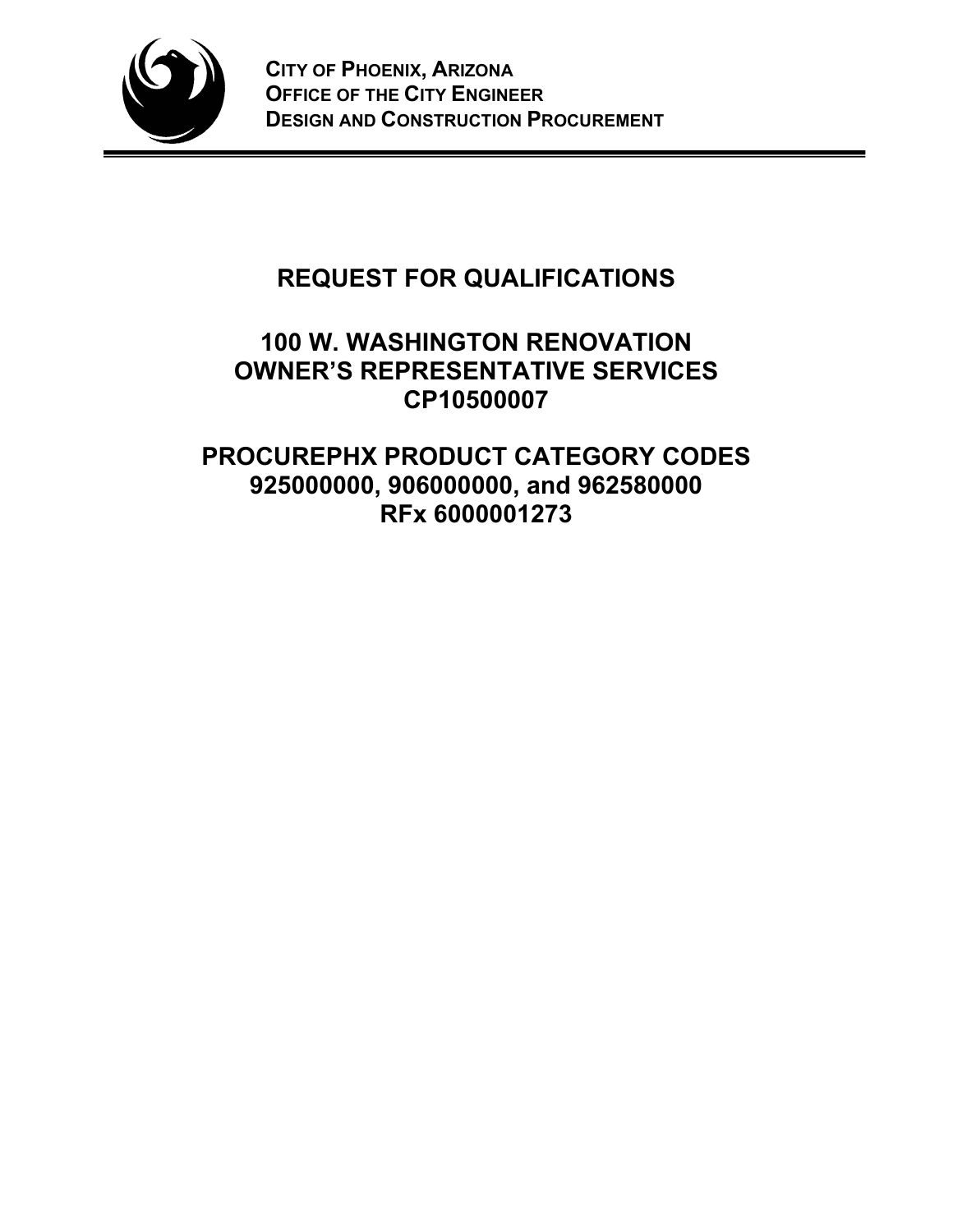**CITY OF PHOENIX, ARIZONA**
**OFFICE OF THE CITY ENGINEER**
**DESIGN AND CONSTRUCTION PROCUREMENT**

# REQUEST FOR QUALIFICATIONS

## 100 W. WASHINGTON RENOVATION OWNER'S REPRESENTATIVE SERVICES CP10500007

## PROCUREPHX PRODUCT CATEGORY CODES 925000000, 906000000, and 962580000 RFx 6000001273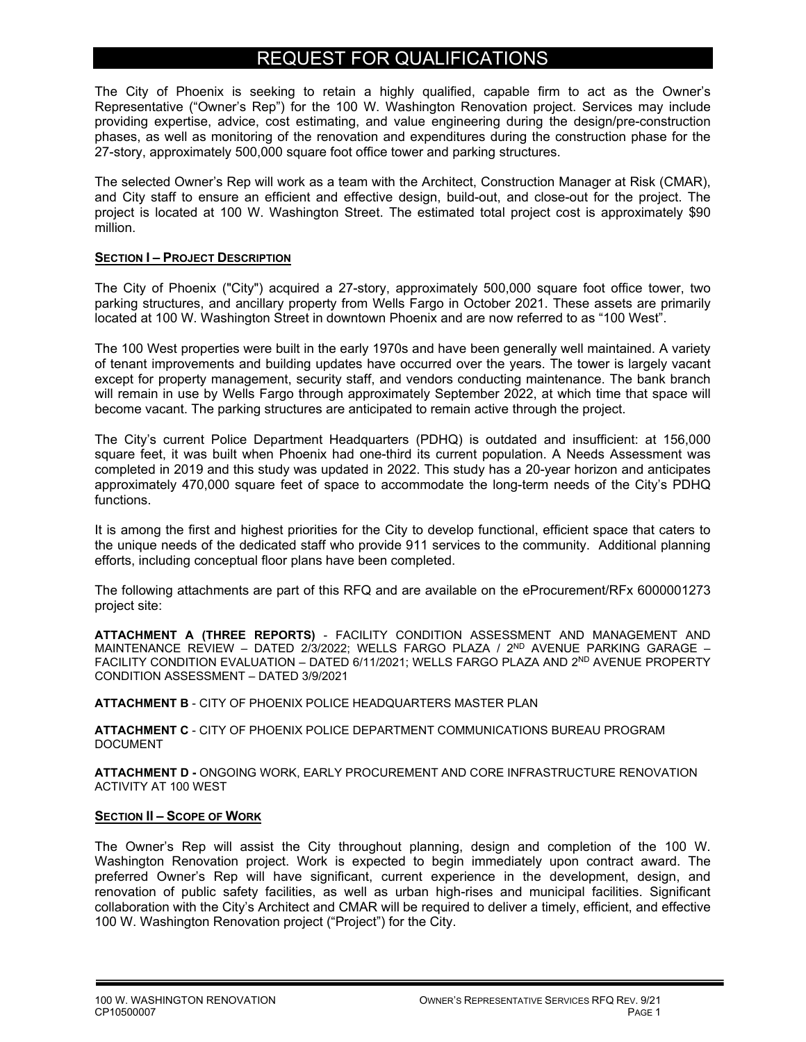# REQUEST FOR QUALIFICATIONS

The City of Phoenix is seeking to retain a highly qualified, capable firm to act as the Owner's Representative ("Owner's Rep") for the 100 W. Washington Renovation project. Services may include providing expertise, advice, cost estimating, and value engineering during the design/pre-construction phases, as well as monitoring of the renovation and expenditures during the construction phase for the 27-story, approximately 500,000 square foot office tower and parking structures.

The selected Owner's Rep will work as a team with the Architect, Construction Manager at Risk (CMAR), and City staff to ensure an efficient and effective design, build-out, and close-out for the project. The project is located at 100 W. Washington Street. The estimated total project cost is approximately $90 million.

## SECTION I – PROJECT DESCRIPTION

The City of Phoenix ("City") acquired a 27-story, approximately 500,000 square foot office tower, two parking structures, and ancillary property from Wells Fargo in October 2021. These assets are primarily located at 100 W. Washington Street in downtown Phoenix and are now referred to as "100 West".

The 100 West properties were built in the early 1970s and have been generally well maintained. A variety of tenant improvements and building updates have occurred over the years. The tower is largely vacant except for property management, security staff, and vendors conducting maintenance. The bank branch will remain in use by Wells Fargo through approximately September 2022, at which time that space will become vacant. The parking structures are anticipated to remain active through the project.

The City's current Police Department Headquarters (PDHQ) is outdated and insufficient: at 156,000 square feet, it was built when Phoenix had one-third its current population. A Needs Assessment was completed in 2019 and this study was updated in 2022. This study has a 20-year horizon and anticipates approximately 470,000 square feet of space to accommodate the long-term needs of the City's PDHQ functions.

It is among the first and highest priorities for the City to develop functional, efficient space that caters to the unique needs of the dedicated staff who provide 911 services to the community. Additional planning efforts, including conceptual floor plans have been completed.

The following attachments are part of this RFQ and are available on the eProcurement/RFx 6000001273 project site:

**ATTACHMENT A (THREE REPORTS)** - FACILITY CONDITION ASSESSMENT AND MANAGEMENT AND MAINTENANCE REVIEW – DATED 2/3/2022; WELLS FARGO PLAZA / 2ND AVENUE PARKING GARAGE – FACILITY CONDITION EVALUATION – DATED 6/11/2021; WELLS FARGO PLAZA AND 2ND AVENUE PROPERTY CONDITION ASSESSMENT – DATED 3/9/2021

**ATTACHMENT B** - CITY OF PHOENIX POLICE HEADQUARTERS MASTER PLAN

**ATTACHMENT C** - CITY OF PHOENIX POLICE DEPARTMENT COMMUNICATIONS BUREAU PROGRAM DOCUMENT

**ATTACHMENT D -** ONGOING WORK, EARLY PROCUREMENT AND CORE INFRASTRUCTURE RENOVATION ACTIVITY AT 100 WEST

## SECTION II – SCOPE OF WORK

The Owner's Rep will assist the City throughout planning, design and completion of the 100 W. Washington Renovation project. Work is expected to begin immediately upon contract award. The preferred Owner's Rep will have significant, current experience in the development, design, and renovation of public safety facilities, as well as urban high-rises and municipal facilities. Significant collaboration with the City's Architect and CMAR will be required to deliver a timely, efficient, and effective 100 W. Washington Renovation project ("Project") for the City.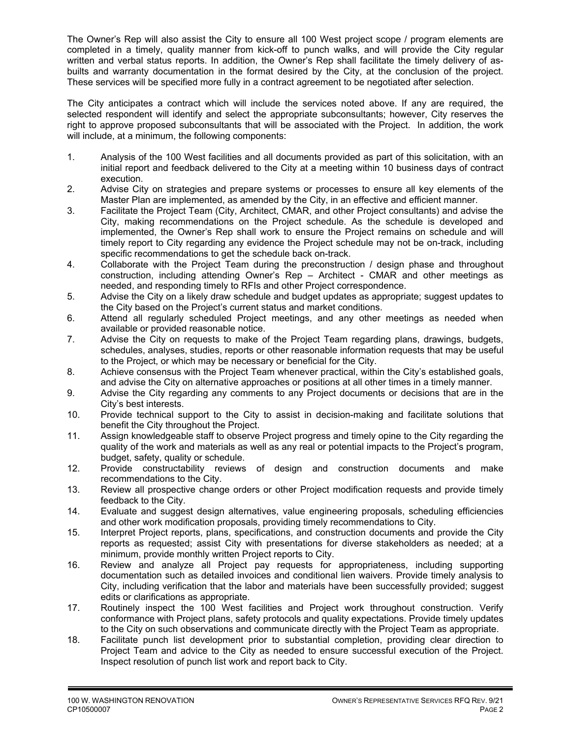The Owner's Rep will also assist the City to ensure all 100 West project scope / program elements are completed in a timely, quality manner from kick-off to punch walks, and will provide the City regular written and verbal status reports. In addition, the Owner's Rep shall facilitate the timely delivery of as-builts and warranty documentation in the format desired by the City, at the conclusion of the project. These services will be specified more fully in a contract agreement to be negotiated after selection.

The City anticipates a contract which will include the services noted above. If any are required, the selected respondent will identify and select the appropriate subconsultants; however, City reserves the right to approve proposed subconsultants that will be associated with the Project. In addition, the work will include, at a minimum, the following components:

1. Analysis of the 100 West facilities and all documents provided as part of this solicitation, with an initial report and feedback delivered to the City at a meeting within 10 business days of contract execution.
2. Advise City on strategies and prepare systems or processes to ensure all key elements of the Master Plan are implemented, as amended by the City, in an effective and efficient manner.
3. Facilitate the Project Team (City, Architect, CMAR, and other Project consultants) and advise the City, making recommendations on the Project schedule. As the schedule is developed and implemented, the Owner's Rep shall work to ensure the Project remains on schedule and will timely report to City regarding any evidence the Project schedule may not be on-track, including specific recommendations to get the schedule back on-track.
4. Collaborate with the Project Team during the preconstruction / design phase and throughout construction, including attending Owner's Rep – Architect - CMAR and other meetings as needed, and responding timely to RFIs and other Project correspondence.
5. Advise the City on a likely draw schedule and budget updates as appropriate; suggest updates to the City based on the Project's current status and market conditions.
6. Attend all regularly scheduled Project meetings, and any other meetings as needed when available or provided reasonable notice.
7. Advise the City on requests to make of the Project Team regarding plans, drawings, budgets, schedules, analyses, studies, reports or other reasonable information requests that may be useful to the Project, or which may be necessary or beneficial for the City.
8. Achieve consensus with the Project Team whenever practical, within the City's established goals, and advise the City on alternative approaches or positions at all other times in a timely manner.
9. Advise the City regarding any comments to any Project documents or decisions that are in the City's best interests.
10. Provide technical support to the City to assist in decision-making and facilitate solutions that benefit the City throughout the Project.
11. Assign knowledgeable staff to observe Project progress and timely opine to the City regarding the quality of the work and materials as well as any real or potential impacts to the Project's program, budget, safety, quality or schedule.
12. Provide constructability reviews of design and construction documents and make recommendations to the City.
13. Review all prospective change orders or other Project modification requests and provide timely feedback to the City.
14. Evaluate and suggest design alternatives, value engineering proposals, scheduling efficiencies and other work modification proposals, providing timely recommendations to City.
15. Interpret Project reports, plans, specifications, and construction documents and provide the City reports as requested; assist City with presentations for diverse stakeholders as needed; at a minimum, provide monthly written Project reports to City.
16. Review and analyze all Project pay requests for appropriateness, including supporting documentation such as detailed invoices and conditional lien waivers. Provide timely analysis to City, including verification that the labor and materials have been successfully provided; suggest edits or clarifications as appropriate.
17. Routinely inspect the 100 West facilities and Project work throughout construction. Verify conformance with Project plans, safety protocols and quality expectations. Provide timely updates to the City on such observations and communicate directly with the Project Team as appropriate.
18. Facilitate punch list development prior to substantial completion, providing clear direction to Project Team and advice to the City as needed to ensure successful execution of the Project. Inspect resolution of punch list work and report back to City.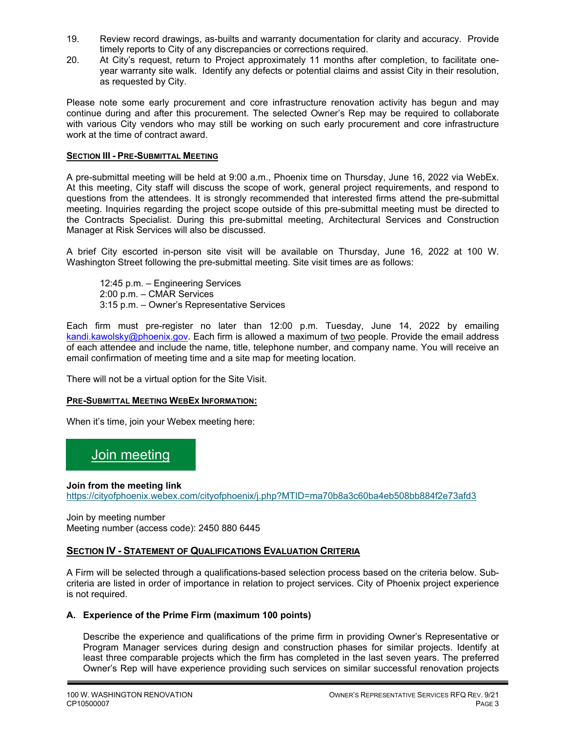19. Review record drawings, as-builts and warranty documentation for clarity and accuracy. Provide timely reports to City of any discrepancies or corrections required.
20. At City's request, return to Project approximately 11 months after completion, to facilitate one-year warranty site walk. Identify any defects or potential claims and assist City in their resolution, as requested by City.

Please note some early procurement and core infrastructure renovation activity has begun and may continue during and after this procurement. The selected Owner's Rep may be required to collaborate with various City vendors who may still be working on such early procurement and core infrastructure work at the time of contract award.

## SECTION III - PRE-SUBMITTAL MEETING

A pre-submittal meeting will be held at 9:00 a.m., Phoenix time on Thursday, June 16, 2022 via WebEx. At this meeting, City staff will discuss the scope of work, general project requirements, and respond to questions from the attendees. It is strongly recommended that interested firms attend the pre-submittal meeting. Inquiries regarding the project scope outside of this pre-submittal meeting must be directed to the Contracts Specialist. During this pre-submittal meeting, Architectural Services and Construction Manager at Risk Services will also be discussed.

A brief City escorted in-person site visit will be available on Thursday, June 16, 2022 at 100 W. Washington Street following the pre-submittal meeting. Site visit times are as follows:

12:45 p.m. – Engineering Services
2:00 p.m. – CMAR Services
3:15 p.m. – Owner's Representative Services

Each firm must pre-register no later than 12:00 p.m. Tuesday, June 14, 2022 by emailing kandi.kawolsky@phoenix.gov. Each firm is allowed a maximum of two people. Provide the email address of each attendee and include the name, title, telephone number, and company name. You will receive an email confirmation of meeting time and a site map for meeting location.

There will not be a virtual option for the Site Visit.

## PRE-SUBMITTAL MEETING WEBEX INFORMATION:

When it's time, join your Webex meeting here:

Join meeting

**Join from the meeting link**
https://cityofphoenix.webex.com/cityofphoenix/j.php?MTID=ma70b8a3c60ba4eb508bb884f2e73afd3

Join by meeting number
Meeting number (access code): 2450 880 6445

## SECTION IV - STATEMENT OF QUALIFICATIONS EVALUATION CRITERIA

A Firm will be selected through a qualifications-based selection process based on the criteria below. Sub-criteria are listed in order of importance in relation to project services. City of Phoenix project experience is not required.

### A. Experience of the Prime Firm (maximum 100 points)

Describe the experience and qualifications of the prime firm in providing Owner's Representative or Program Manager services during design and construction phases for similar projects. Identify at least three comparable projects which the firm has completed in the last seven years. The preferred Owner's Rep will have experience providing such services on similar successful renovation projects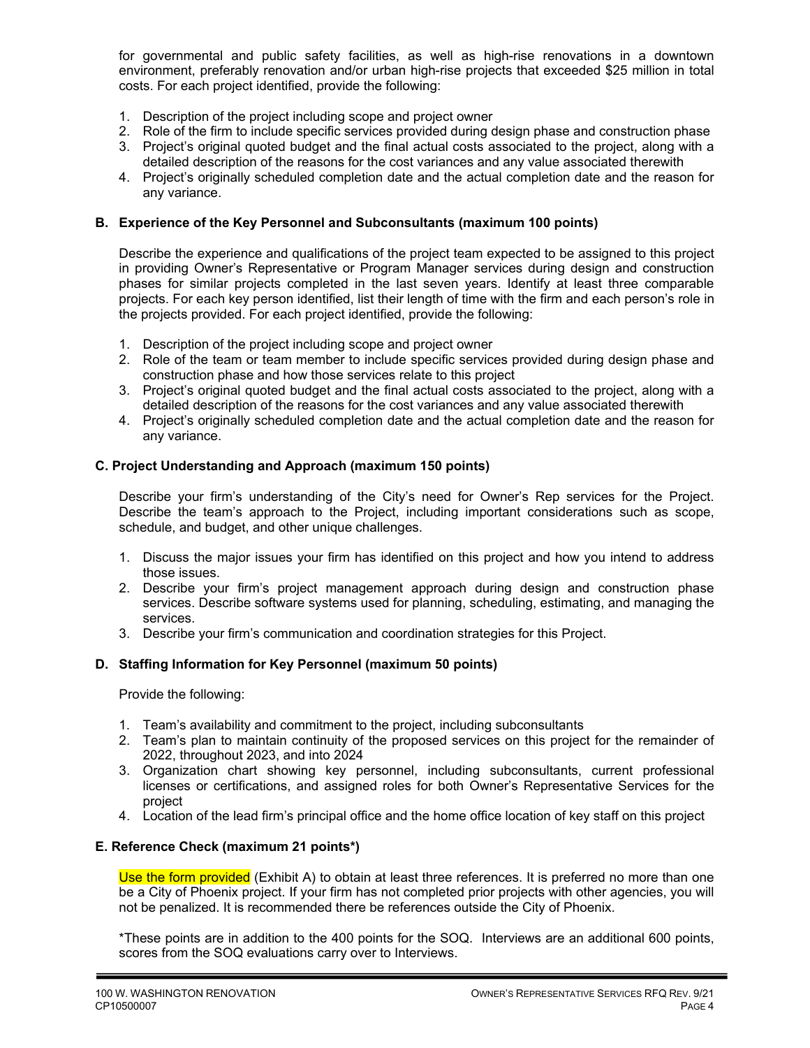for governmental and public safety facilities, as well as high-rise renovations in a downtown environment, preferably renovation and/or urban high-rise projects that exceeded $25 million in total costs. For each project identified, provide the following:

1. Description of the project including scope and project owner
2. Role of the firm to include specific services provided during design phase and construction phase
3. Project's original quoted budget and the final actual costs associated to the project, along with a detailed description of the reasons for the cost variances and any value associated therewith
4. Project's originally scheduled completion date and the actual completion date and the reason for any variance.

### B. Experience of the Key Personnel and Subconsultants (maximum 100 points)

Describe the experience and qualifications of the project team expected to be assigned to this project in providing Owner's Representative or Program Manager services during design and construction phases for similar projects completed in the last seven years. Identify at least three comparable projects. For each key person identified, list their length of time with the firm and each person's role in the projects provided. For each project identified, provide the following:

1. Description of the project including scope and project owner
2. Role of the team or team member to include specific services provided during design phase and construction phase and how those services relate to this project
3. Project's original quoted budget and the final actual costs associated to the project, along with a detailed description of the reasons for the cost variances and any value associated therewith
4. Project's originally scheduled completion date and the actual completion date and the reason for any variance.

### C. Project Understanding and Approach (maximum 150 points)

Describe your firm's understanding of the City's need for Owner's Rep services for the Project. Describe the team's approach to the Project, including important considerations such as scope, schedule, and budget, and other unique challenges.

1. Discuss the major issues your firm has identified on this project and how you intend to address those issues.
2. Describe your firm's project management approach during design and construction phase services. Describe software systems used for planning, scheduling, estimating, and managing the services.
3. Describe your firm's communication and coordination strategies for this Project.

### D. Staffing Information for Key Personnel (maximum 50 points)

Provide the following:

1. Team's availability and commitment to the project, including subconsultants
2. Team's plan to maintain continuity of the proposed services on this project for the remainder of 2022, throughout 2023, and into 2024
3. Organization chart showing key personnel, including subconsultants, current professional licenses or certifications, and assigned roles for both Owner's Representative Services for the project
4. Location of the lead firm's principal office and the home office location of key staff on this project

### E. Reference Check (maximum 21 points*)

Use the form provided (Exhibit A) to obtain at least three references. It is preferred no more than one be a City of Phoenix project. If your firm has not completed prior projects with other agencies, you will not be penalized. It is recommended there be references outside the City of Phoenix.

*These points are in addition to the 400 points for the SOQ. Interviews are an additional 600 points, scores from the SOQ evaluations carry over to Interviews.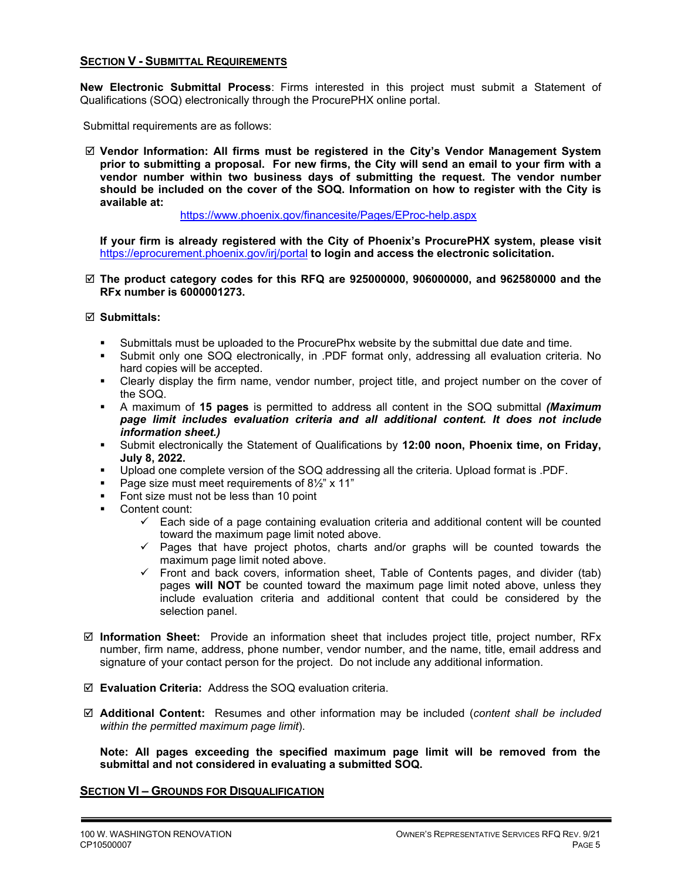## SECTION V - SUBMITTAL REQUIREMENTS

**New Electronic Submittal Process**: Firms interested in this project must submit a Statement of Qualifications (SOQ) electronically through the ProcurePHX online portal.

Submittal requirements are as follows:

☑ **Vendor Information: All firms must be registered in the City's Vendor Management System prior to submitting a proposal. For new firms, the City will send an email to your firm with a vendor number within two business days of submitting the request. The vendor number should be included on the cover of the SOQ. Information on how to register with the City is available at:**

https://www.phoenix.gov/financesite/Pages/EProc-help.aspx

**If your firm is already registered with the City of Phoenix's ProcurePHX system, please visit** https://eprocurement.phoenix.gov/irj/portal **to login and access the electronic solicitation.**

☑ **The product category codes for this RFQ are 925000000, 906000000, and 962580000 and the RFx number is 6000001273.**

☑ **Submittals:**

- Submittals must be uploaded to the ProcurePhx website by the submittal due date and time.
- Submit only one SOQ electronically, in .PDF format only, addressing all evaluation criteria. No hard copies will be accepted.
- Clearly display the firm name, vendor number, project title, and project number on the cover of the SOQ.
- A maximum of **15 pages** is permitted to address all content in the SOQ submittal ***(Maximum page limit includes evaluation criteria and all additional content. It does not include information sheet.)***
- Submit electronically the Statement of Qualifications by **12:00 noon, Phoenix time, on Friday, July 8, 2022.**
- Upload one complete version of the SOQ addressing all the criteria. Upload format is .PDF.
- Page size must meet requirements of 8½" x 11"
- Font size must not be less than 10 point
- Content count:
  - ✓ Each side of a page containing evaluation criteria and additional content will be counted toward the maximum page limit noted above.
  - ✓ Pages that have project photos, charts and/or graphs will be counted towards the maximum page limit noted above.
  - ✓ Front and back covers, information sheet, Table of Contents pages, and divider (tab) pages **will NOT** be counted toward the maximum page limit noted above, unless they include evaluation criteria and additional content that could be considered by the selection panel.

☑ **Information Sheet:** Provide an information sheet that includes project title, project number, RFx number, firm name, address, phone number, vendor number, and the name, title, email address and signature of your contact person for the project. Do not include any additional information.

☑ **Evaluation Criteria:** Address the SOQ evaluation criteria.

☑ **Additional Content:** Resumes and other information may be included (*content shall be included within the permitted maximum page limit*).

**Note: All pages exceeding the specified maximum page limit will be removed from the submittal and not considered in evaluating a submitted SOQ.**

## SECTION VI – GROUNDS FOR DISQUALIFICATION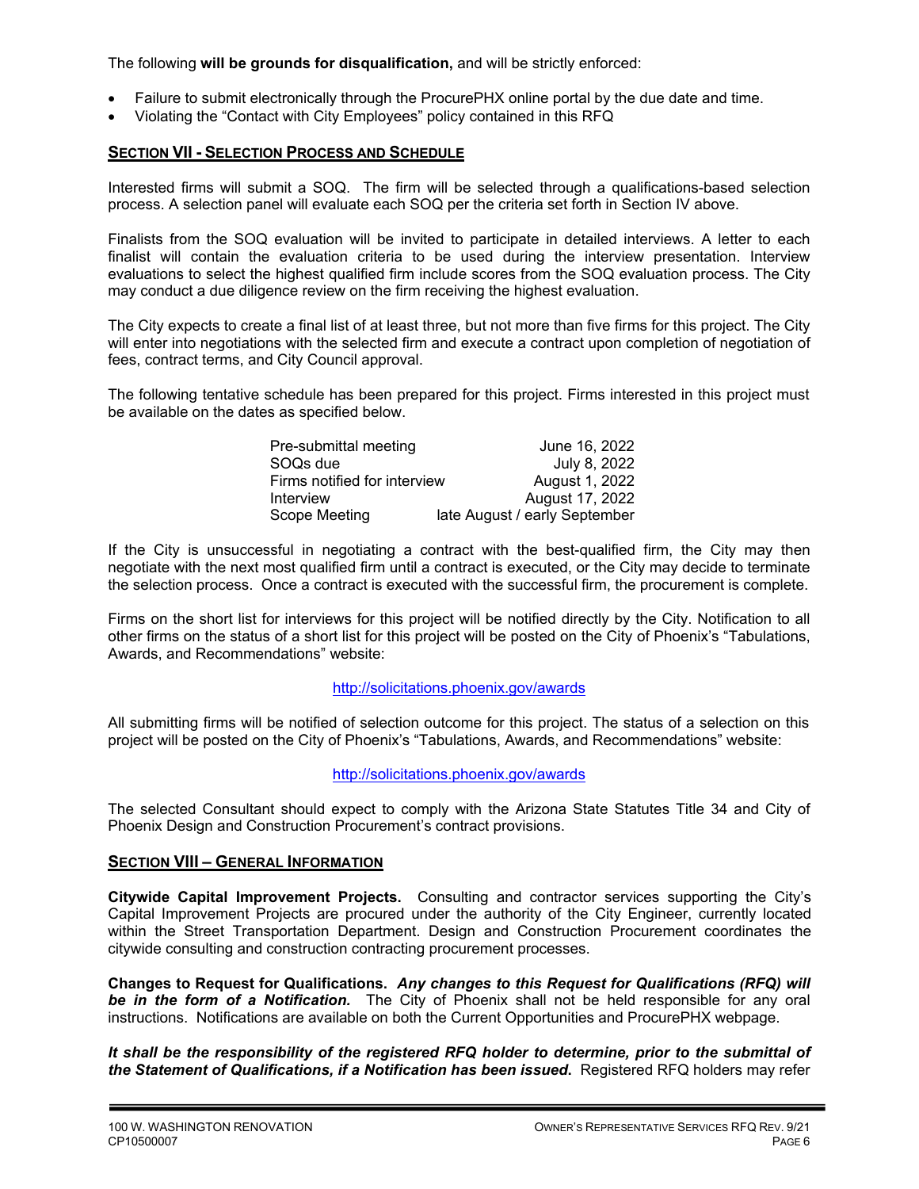The following **will be grounds for disqualification,** and will be strictly enforced:

- Failure to submit electronically through the ProcurePHX online portal by the due date and time.
- Violating the "Contact with City Employees" policy contained in this RFQ

## SECTION VII - SELECTION PROCESS AND SCHEDULE

Interested firms will submit a SOQ. The firm will be selected through a qualifications-based selection process. A selection panel will evaluate each SOQ per the criteria set forth in Section IV above.

Finalists from the SOQ evaluation will be invited to participate in detailed interviews. A letter to each finalist will contain the evaluation criteria to be used during the interview presentation. Interview evaluations to select the highest qualified firm include scores from the SOQ evaluation process. The City may conduct a due diligence review on the firm receiving the highest evaluation.

The City expects to create a final list of at least three, but not more than five firms for this project. The City will enter into negotiations with the selected firm and execute a contract upon completion of negotiation of fees, contract terms, and City Council approval.

The following tentative schedule has been prepared for this project. Firms interested in this project must be available on the dates as specified below.

| | |
|---|---|
| Pre-submittal meeting | June 16, 2022 |
| SOQs due | July 8, 2022 |
| Firms notified for interview | August 1, 2022 |
| Interview | August 17, 2022 |
| Scope Meeting | late August / early September |

If the City is unsuccessful in negotiating a contract with the best-qualified firm, the City may then negotiate with the next most qualified firm until a contract is executed, or the City may decide to terminate the selection process. Once a contract is executed with the successful firm, the procurement is complete.

Firms on the short list for interviews for this project will be notified directly by the City. Notification to all other firms on the status of a short list for this project will be posted on the City of Phoenix's "Tabulations, Awards, and Recommendations" website:

http://solicitations.phoenix.gov/awards

All submitting firms will be notified of selection outcome for this project. The status of a selection on this project will be posted on the City of Phoenix's "Tabulations, Awards, and Recommendations" website:

http://solicitations.phoenix.gov/awards

The selected Consultant should expect to comply with the Arizona State Statutes Title 34 and City of Phoenix Design and Construction Procurement's contract provisions.

## SECTION VIII – GENERAL INFORMATION

**Citywide Capital Improvement Projects.** Consulting and contractor services supporting the City's Capital Improvement Projects are procured under the authority of the City Engineer, currently located within the Street Transportation Department. Design and Construction Procurement coordinates the citywide consulting and construction contracting procurement processes.

**Changes to Request for Qualifications.** ***Any changes to this Request for Qualifications (RFQ) will be in the form of a Notification.*** The City of Phoenix shall not be held responsible for any oral instructions. Notifications are available on both the Current Opportunities and ProcurePHX webpage.

***It shall be the responsibility of the registered RFQ holder to determine, prior to the submittal of the Statement of Qualifications, if a Notification has been issued.*** Registered RFQ holders may refer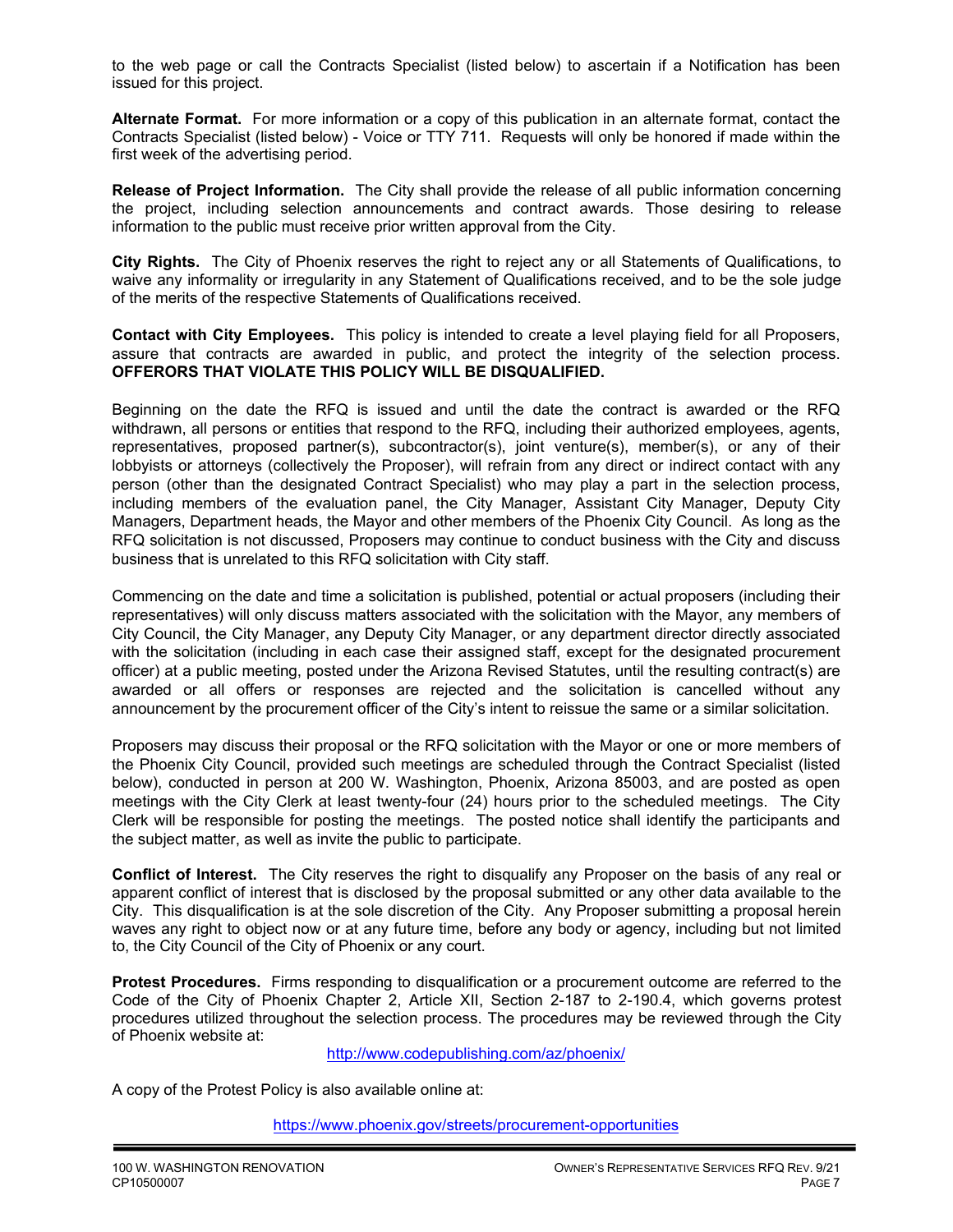to the web page or call the Contracts Specialist (listed below) to ascertain if a Notification has been issued for this project.

**Alternate Format.** For more information or a copy of this publication in an alternate format, contact the Contracts Specialist (listed below) - Voice or TTY 711. Requests will only be honored if made within the first week of the advertising period.

**Release of Project Information.** The City shall provide the release of all public information concerning the project, including selection announcements and contract awards. Those desiring to release information to the public must receive prior written approval from the City.

**City Rights.** The City of Phoenix reserves the right to reject any or all Statements of Qualifications, to waive any informality or irregularity in any Statement of Qualifications received, and to be the sole judge of the merits of the respective Statements of Qualifications received.

**Contact with City Employees.** This policy is intended to create a level playing field for all Proposers, assure that contracts are awarded in public, and protect the integrity of the selection process. **OFFERORS THAT VIOLATE THIS POLICY WILL BE DISQUALIFIED.**

Beginning on the date the RFQ is issued and until the date the contract is awarded or the RFQ withdrawn, all persons or entities that respond to the RFQ, including their authorized employees, agents, representatives, proposed partner(s), subcontractor(s), joint venture(s), member(s), or any of their lobbyists or attorneys (collectively the Proposer), will refrain from any direct or indirect contact with any person (other than the designated Contract Specialist) who may play a part in the selection process, including members of the evaluation panel, the City Manager, Assistant City Manager, Deputy City Managers, Department heads, the Mayor and other members of the Phoenix City Council. As long as the RFQ solicitation is not discussed, Proposers may continue to conduct business with the City and discuss business that is unrelated to this RFQ solicitation with City staff.

Commencing on the date and time a solicitation is published, potential or actual proposers (including their representatives) will only discuss matters associated with the solicitation with the Mayor, any members of City Council, the City Manager, any Deputy City Manager, or any department director directly associated with the solicitation (including in each case their assigned staff, except for the designated procurement officer) at a public meeting, posted under the Arizona Revised Statutes, until the resulting contract(s) are awarded or all offers or responses are rejected and the solicitation is cancelled without any announcement by the procurement officer of the City's intent to reissue the same or a similar solicitation.

Proposers may discuss their proposal or the RFQ solicitation with the Mayor or one or more members of the Phoenix City Council, provided such meetings are scheduled through the Contract Specialist (listed below), conducted in person at 200 W. Washington, Phoenix, Arizona 85003, and are posted as open meetings with the City Clerk at least twenty-four (24) hours prior to the scheduled meetings. The City Clerk will be responsible for posting the meetings. The posted notice shall identify the participants and the subject matter, as well as invite the public to participate.

**Conflict of Interest.** The City reserves the right to disqualify any Proposer on the basis of any real or apparent conflict of interest that is disclosed by the proposal submitted or any other data available to the City. This disqualification is at the sole discretion of the City. Any Proposer submitting a proposal herein waves any right to object now or at any future time, before any body or agency, including but not limited to, the City Council of the City of Phoenix or any court.

**Protest Procedures.** Firms responding to disqualification or a procurement outcome are referred to the Code of the City of Phoenix Chapter 2, Article XII, Section 2-187 to 2-190.4, which governs protest procedures utilized throughout the selection process. The procedures may be reviewed through the City of Phoenix website at:

http://www.codepublishing.com/az/phoenix/

A copy of the Protest Policy is also available online at:

https://www.phoenix.gov/streets/procurement-opportunities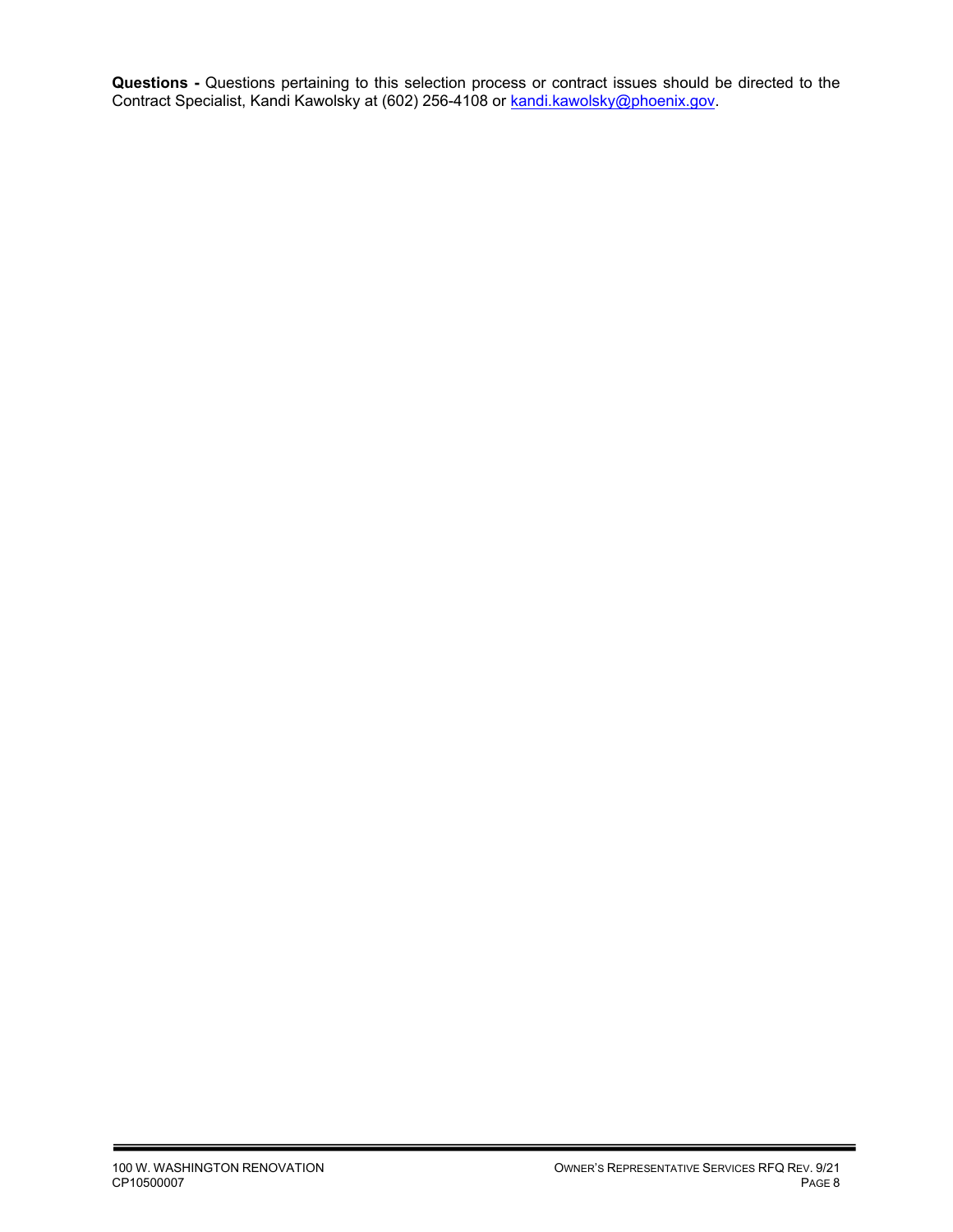**Questions -** Questions pertaining to this selection process or contract issues should be directed to the Contract Specialist, Kandi Kawolsky at (602) 256-4108 or kandi.kawolsky@phoenix.gov.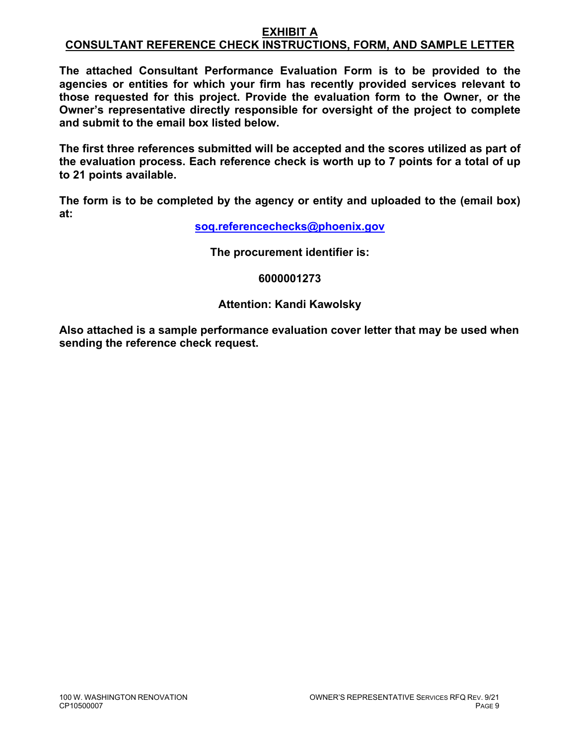# EXHIBIT A
## CONSULTANT REFERENCE CHECK INSTRUCTIONS, FORM, AND SAMPLE LETTER

**The attached Consultant Performance Evaluation Form is to be provided to the agencies or entities for which your firm has recently provided services relevant to those requested for this project. Provide the evaluation form to the Owner, or the Owner's representative directly responsible for oversight of the project to complete and submit to the email box listed below.**

**The first three references submitted will be accepted and the scores utilized as part of the evaluation process. Each reference check is worth up to 7 points for a total of up to 21 points available.**

**The form is to be completed by the agency or entity and uploaded to the (email box) at:**

**soq.referencechecks@phoenix.gov**

**The procurement identifier is:**

**6000001273**

**Attention: Kandi Kawolsky**

**Also attached is a sample performance evaluation cover letter that may be used when sending the reference check request.**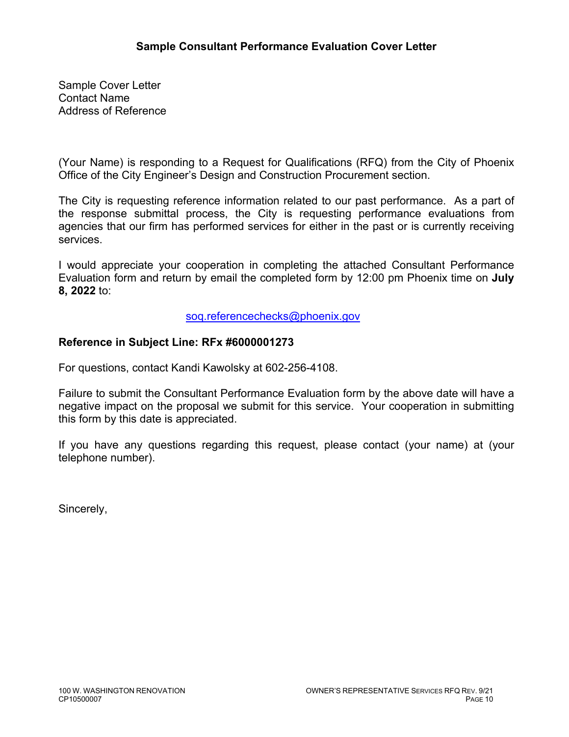## Sample Consultant Performance Evaluation Cover Letter

Sample Cover Letter
Contact Name
Address of Reference

(Your Name) is responding to a Request for Qualifications (RFQ) from the City of Phoenix Office of the City Engineer's Design and Construction Procurement section.

The City is requesting reference information related to our past performance. As a part of the response submittal process, the City is requesting performance evaluations from agencies that our firm has performed services for either in the past or is currently receiving services.

I would appreciate your cooperation in completing the attached Consultant Performance Evaluation form and return by email the completed form by 12:00 pm Phoenix time on **July 8, 2022** to:

soq.referencechecks@phoenix.gov

**Reference in Subject Line: RFx #6000001273**

For questions, contact Kandi Kawolsky at 602-256-4108.

Failure to submit the Consultant Performance Evaluation form by the above date will have a negative impact on the proposal we submit for this service. Your cooperation in submitting this form by this date is appreciated.

If you have any questions regarding this request, please contact (your name) at (your telephone number).

Sincerely,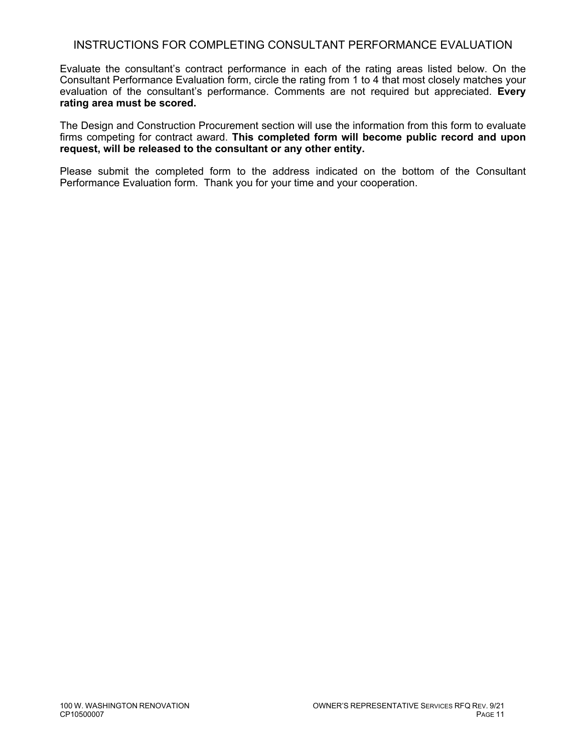# INSTRUCTIONS FOR COMPLETING CONSULTANT PERFORMANCE EVALUATION

Evaluate the consultant's contract performance in each of the rating areas listed below. On the Consultant Performance Evaluation form, circle the rating from 1 to 4 that most closely matches your evaluation of the consultant's performance. Comments are not required but appreciated. **Every rating area must be scored.**

The Design and Construction Procurement section will use the information from this form to evaluate firms competing for contract award. **This completed form will become public record and upon request, will be released to the consultant or any other entity.**

Please submit the completed form to the address indicated on the bottom of the Consultant Performance Evaluation form. Thank you for your time and your cooperation.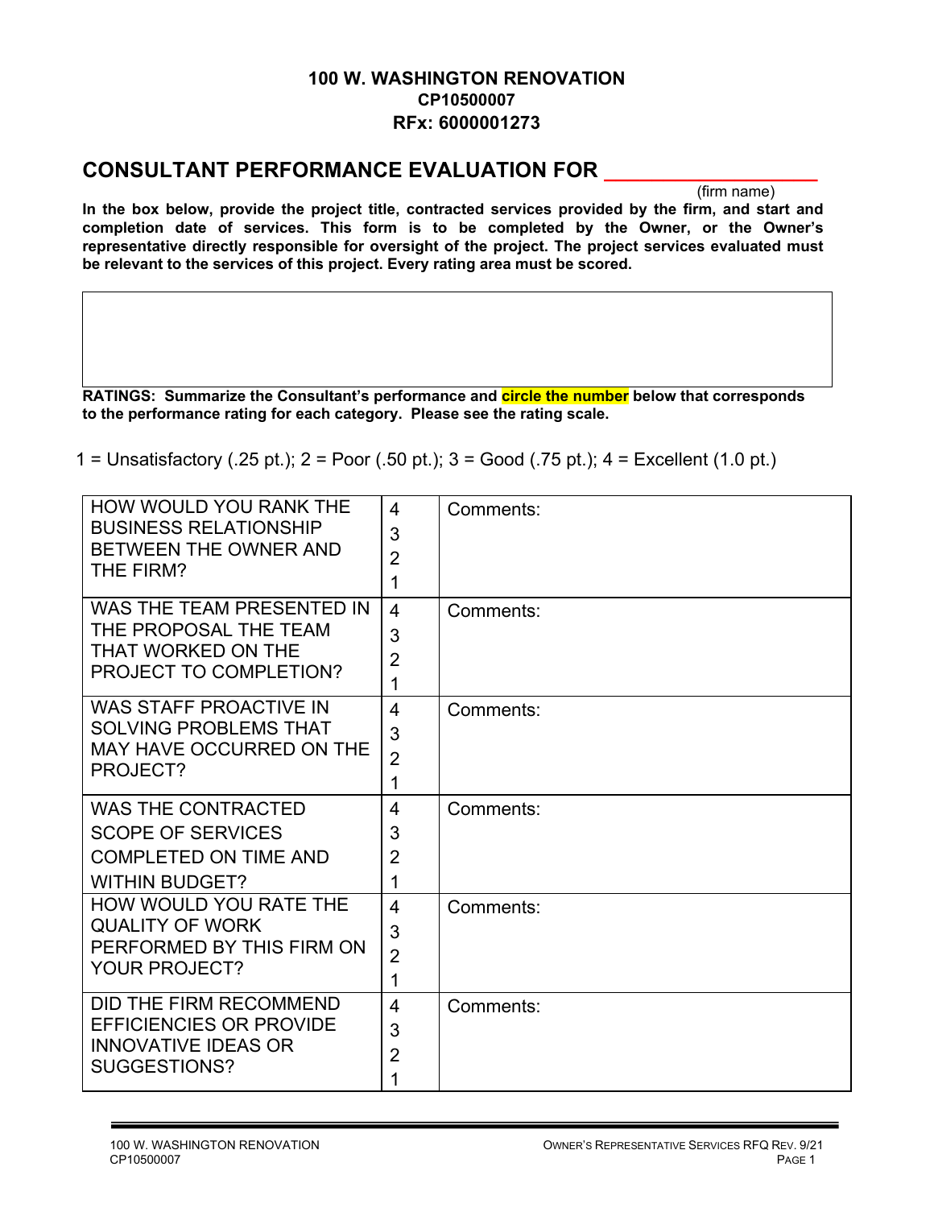**100 W. WASHINGTON RENOVATION**
**CP10500007**
**RFx: 6000001273**

## CONSULTANT PERFORMANCE EVALUATION FOR ___________________

(firm name)

**In the box below, provide the project title, contracted services provided by the firm, and start and completion date of services. This form is to be completed by the Owner, or the Owner's representative directly responsible for oversight of the project. The project services evaluated must be relevant to the services of this project. Every rating area must be scored.**

| |
|---|
| |

**RATINGS: Summarize the Consultant's performance and circle the number below that corresponds to the performance rating for each category. Please see the rating scale.**

1 = Unsatisfactory (.25 pt.); 2 = Poor (.50 pt.); 3 = Good (.75 pt.); 4 = Excellent (1.0 pt.)

| | | |
|---|---|---|
| HOW WOULD YOU RANK THE BUSINESS RELATIONSHIP BETWEEN THE OWNER AND THE FIRM? | 4<br>3<br>2<br>1 | Comments: |
| WAS THE TEAM PRESENTED IN THE PROPOSAL THE TEAM THAT WORKED ON THE PROJECT TO COMPLETION? | 4<br>3<br>2<br>1 | Comments: |
| WAS STAFF PROACTIVE IN SOLVING PROBLEMS THAT MAY HAVE OCCURRED ON THE PROJECT? | 4<br>3<br>2<br>1 | Comments: |
| WAS THE CONTRACTED SCOPE OF SERVICES COMPLETED ON TIME AND WITHIN BUDGET? | 4<br>3<br>2<br>1 | Comments: |
| HOW WOULD YOU RATE THE QUALITY OF WORK PERFORMED BY THIS FIRM ON YOUR PROJECT? | 4<br>3<br>2<br>1 | Comments: |
| DID THE FIRM RECOMMEND EFFICIENCIES OR PROVIDE INNOVATIVE IDEAS OR SUGGESTIONS? | 4<br>3<br>2<br>1 | Comments: |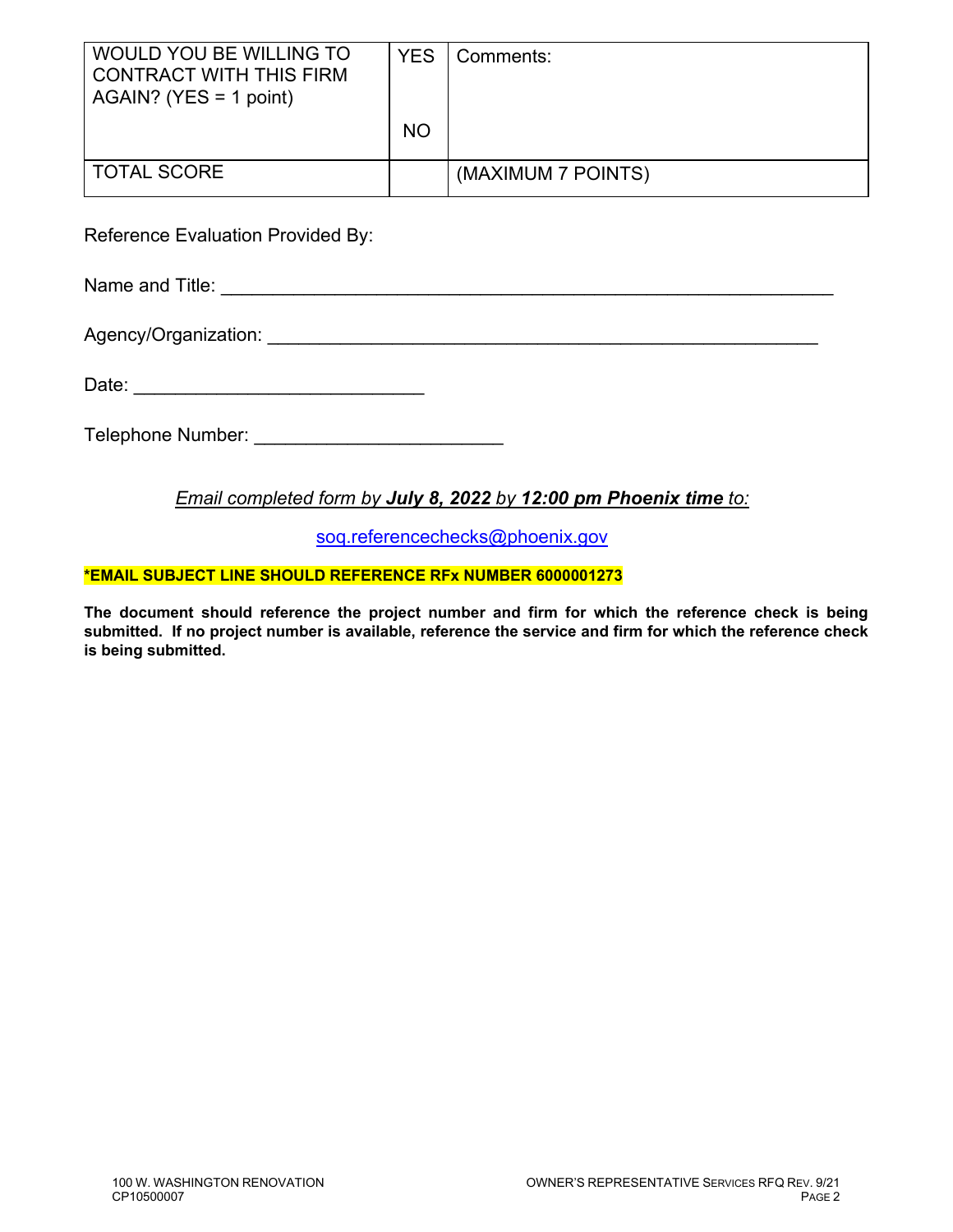| | | |
|---|---|---|
| WOULD YOU BE WILLING TO CONTRACT WITH THIS FIRM AGAIN? (YES = 1 point) | YES<br><br>NO | Comments: |
| TOTAL SCORE | | (MAXIMUM 7 POINTS) |

Reference Evaluation Provided By:

Name and Title: ____________________________________________________________

Agency/Organization: ______________________________________________________

Date: ____________________________

Telephone Number: ________________________

*Email completed form by **July 8, 2022** by **12:00 pm Phoenix time** to:*

soq.referencechecks@phoenix.gov

**\*EMAIL SUBJECT LINE SHOULD REFERENCE RFx NUMBER 6000001273**

**The document should reference the project number and firm for which the reference check is being submitted. If no project number is available, reference the service and firm for which the reference check is being submitted.**